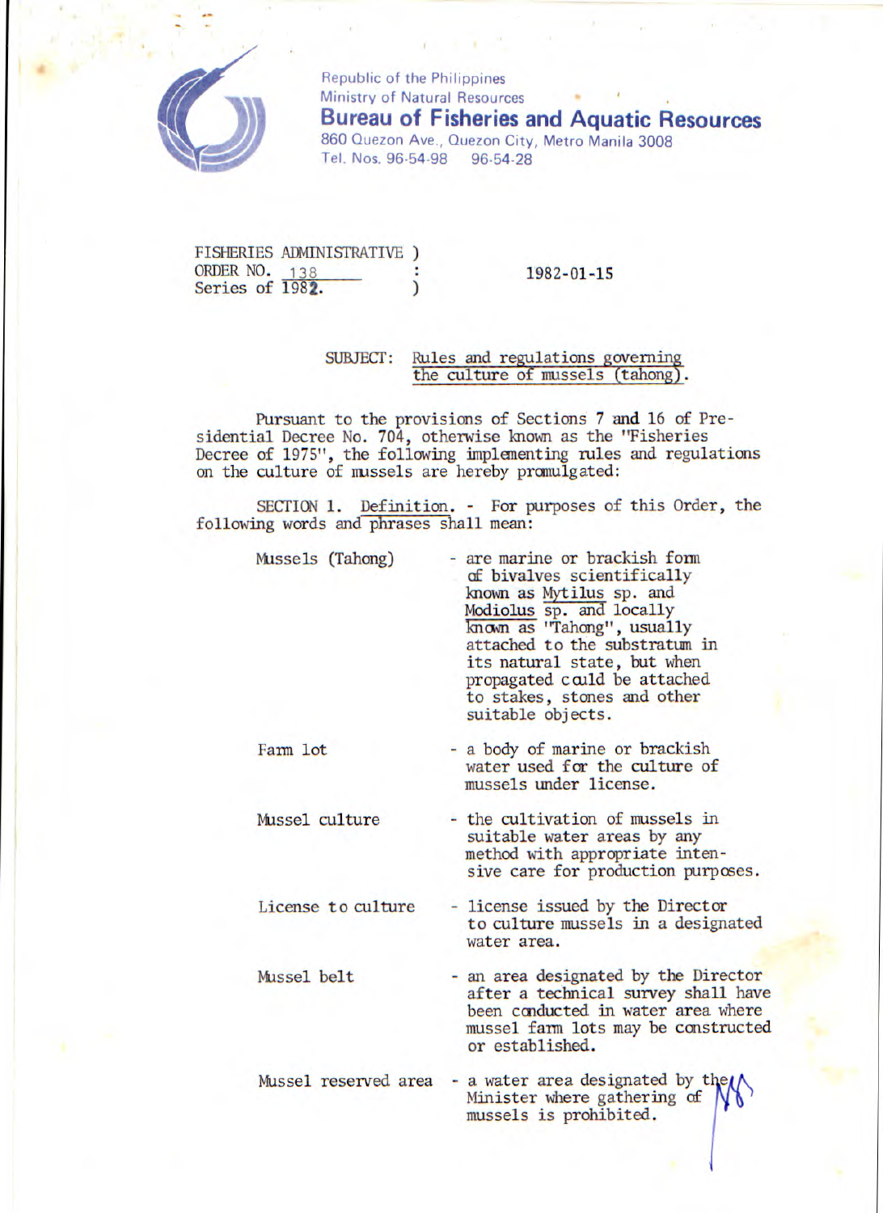Republic of the Philippines
Ministry of Natural Resources
**Bureau of Fisheries and Aquatic Resources**
860 Quezon Ave., Quezon City, Metro Manila 3008
Tel. Nos. 96-54-98 96-54-28

FISHERIES ADMINISTRATIVE )
ORDER NO. 138 :
Series of 1982. )

1982-01-15

SUBJECT: Rules and regulations governing the culture of mussels (tahong).

Pursuant to the provisions of Sections 7 and 16 of Presidential Decree No. 704, otherwise known as the "Fisheries Decree of 1975", the following implementing rules and regulations on the culture of mussels are hereby promulgated:

SECTION 1. Definition. - For purposes of this Order, the following words and phrases shall mean:

| | |
|---|---|
| Mussels (Tahong) | - are marine or brackish form of bivalves scientifically known as *Mytilus* sp. and *Modiolus* sp. and locally known as "Tahong", usually attached to the substratum in its natural state, but when propagated could be attached to stakes, stones and other suitable objects. |
| Farm lot | - a body of marine or brackish water used for the culture of mussels under license. |
| Mussel culture | - the cultivation of mussels in suitable water areas by any method with appropriate intensive care for production purposes. |
| License to culture | - license issued by the Director to culture mussels in a designated water area. |
| Mussel belt | - an area designated by the Director after a technical survey shall have been conducted in water area where mussel farm lots may be constructed or established. |
| Mussel reserved area | - a water area designated by the Minister where gathering of mussels is prohibited. |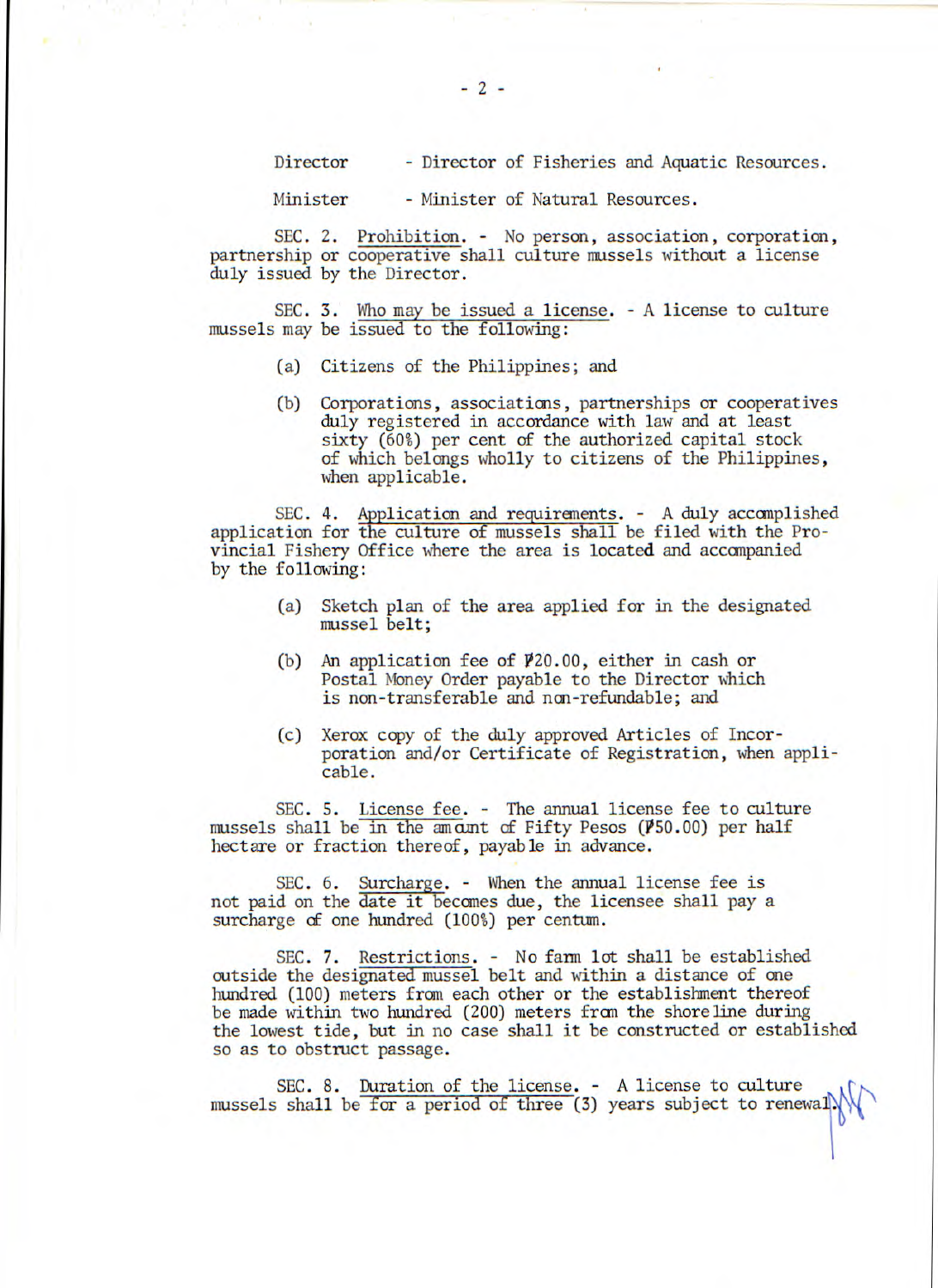Director - Director of Fisheries and Aquatic Resources.

Minister - Minister of Natural Resources.

SEC. 2. Prohibition. - No person, association, corporation, partnership or cooperative shall culture mussels without a license duly issued by the Director.

SEC. 3. Who may be issued a license. - A license to culture mussels may be issued to the following:

(a) Citizens of the Philippines; and

(b) Corporations, associations, partnerships or cooperatives duly registered in accordance with law and at least sixty (60%) per cent of the authorized capital stock of which belongs wholly to citizens of the Philippines, when applicable.

SEC. 4. Application and requirements. - A duly accomplished application for the culture of mussels shall be filed with the Provincial Fishery Office where the area is located and accompanied by the following:

(a) Sketch plan of the area applied for in the designated mussel belt;

(b) An application fee of ₱20.00, either in cash or Postal Money Order payable to the Director which is non-transferable and non-refundable; and

(c) Xerox copy of the duly approved Articles of Incorporation and/or Certificate of Registration, when applicable.

SEC. 5. License fee. - The annual license fee to culture mussels shall be in the amount of Fifty Pesos (₱50.00) per half hectare or fraction thereof, payable in advance.

SEC. 6. Surcharge. - When the annual license fee is not paid on the date it becomes due, the licensee shall pay a surcharge of one hundred (100%) per centum.

SEC. 7. Restrictions. - No farm lot shall be established outside the designated mussel belt and within a distance of one hundred (100) meters from each other or the establishment thereof be made within two hundred (200) meters from the shoreline during the lowest tide, but in no case shall it be constructed or established so as to obstruct passage.

SEC. 8. Duration of the license. - A license to culture mussels shall be for a period of three (3) years subject to renewal.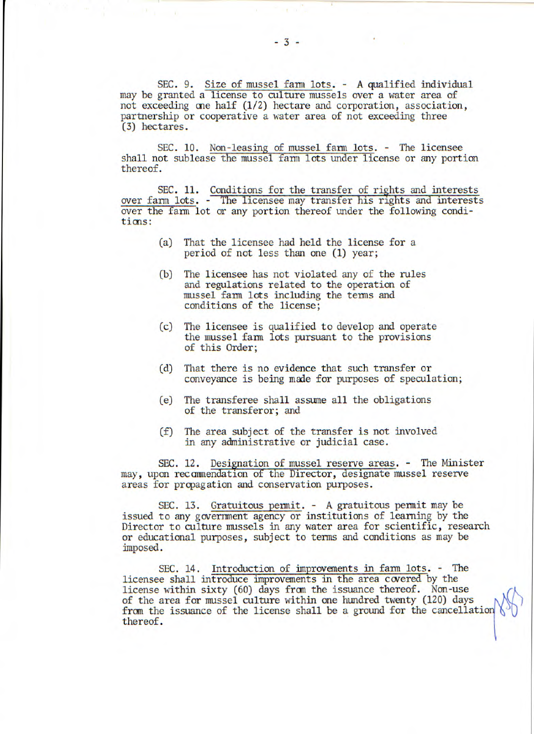SEC. 9. Size of mussel farm lots. - A qualified individual may be granted a license to culture mussels over a water area of not exceeding one half (1/2) hectare and corporation, association, partnership or cooperative a water area of not exceeding three (3) hectares.

SEC. 10. Non-leasing of mussel farm lots. - The licensee shall not sublease the mussel farm lots under license or any portion thereof.

SEC. 11. Conditions for the transfer of rights and interests over farm lots. - The licensee may transfer his rights and interests over the farm lot or any portion thereof under the following conditions:

(a) That the licensee had held the license for a period of not less than one (1) year;

(b) The licensee has not violated any of the rules and regulations related to the operation of mussel farm lots including the terms and conditions of the license;

(c) The licensee is qualified to develop and operate the mussel farm lots pursuant to the provisions of this Order;

(d) That there is no evidence that such transfer or conveyance is being made for purposes of speculation;

(e) The transferee shall assume all the obligations of the transferor; and

(f) The area subject of the transfer is not involved in any administrative or judicial case.

SEC. 12. Designation of mussel reserve areas. - The Minister may, upon recommendation of the Director, designate mussel reserve areas for propagation and conservation purposes.

SEC. 13. Gratuitous permit. - A gratuitous permit may be issued to any government agency or institutions of learning by the Director to culture mussels in any water area for scientific, research or educational purposes, subject to terms and conditions as may be imposed.

SEC. 14. Introduction of improvements in farm lots. - The licensee shall introduce improvements in the area covered by the license within sixty (60) days from the issuance thereof. Non-use of the area for mussel culture within one hundred twenty (120) days from the issuance of the license shall be a ground for the cancellation thereof.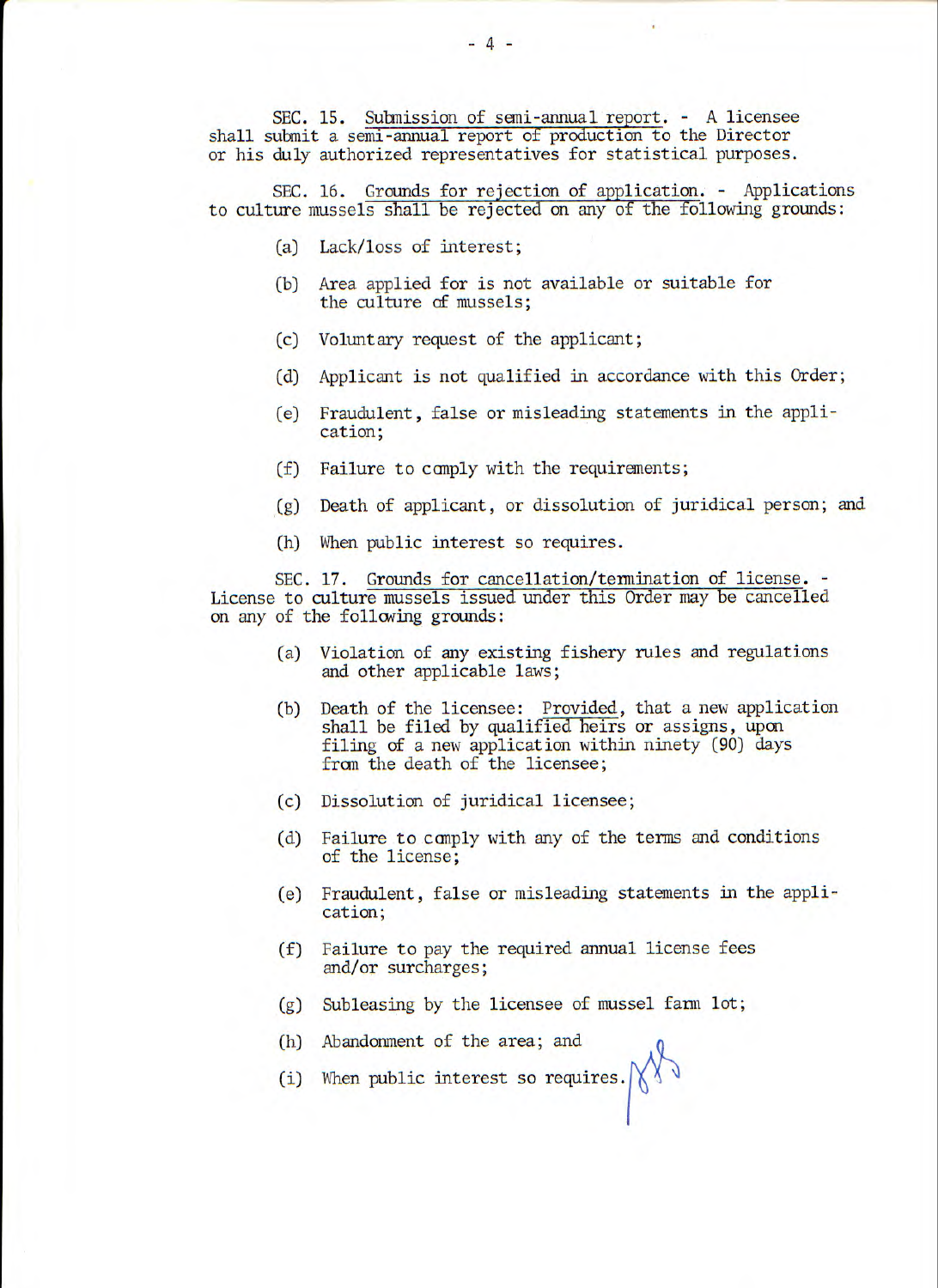SEC. 15. Submission of semi-annual report. - A licensee shall submit a semi-annual report of production to the Director or his duly authorized representatives for statistical purposes.

SEC. 16. Grounds for rejection of application. - Applications to culture mussels shall be rejected on any of the following grounds:

(a) Lack/loss of interest;

(b) Area applied for is not available or suitable for the culture of mussels;

(c) Voluntary request of the applicant;

(d) Applicant is not qualified in accordance with this Order;

(e) Fraudulent, false or misleading statements in the application;

(f) Failure to comply with the requirements;

(g) Death of applicant, or dissolution of juridical person; and

(h) When public interest so requires.

SEC. 17. Grounds for cancellation/termination of license. - License to culture mussels issued under this Order may be cancelled on any of the following grounds:

(a) Violation of any existing fishery rules and regulations and other applicable laws;

(b) Death of the licensee: Provided, that a new application shall be filed by qualified heirs or assigns, upon filing of a new application within ninety (90) days from the death of the licensee;

(c) Dissolution of juridical licensee;

(d) Failure to comply with any of the terms and conditions of the license;

(e) Fraudulent, false or misleading statements in the application;

(f) Failure to pay the required annual license fees and/or surcharges;

(g) Subleasing by the licensee of mussel farm lot;

(h) Abandonment of the area; and

(i) When public interest so requires.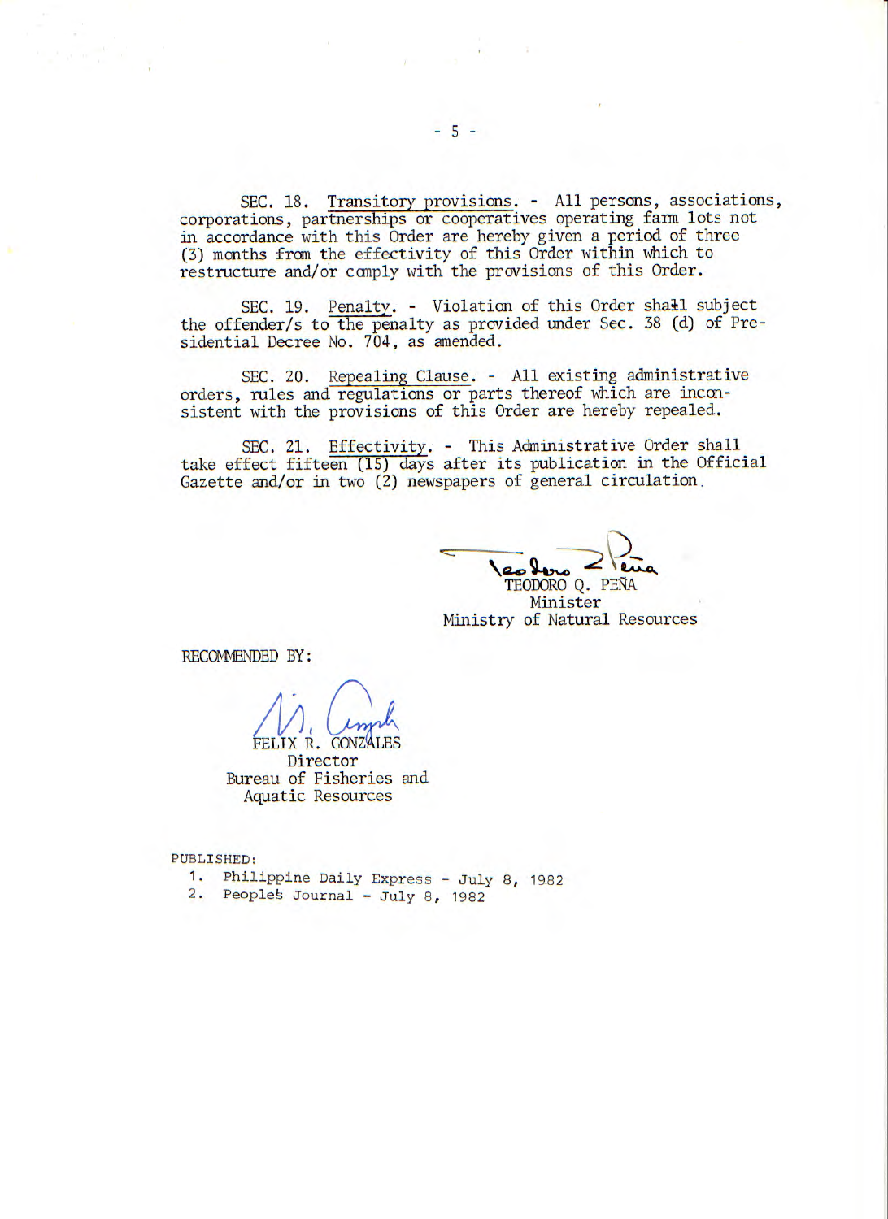SEC. 18. Transitory provisions. - All persons, associations, corporations, partnerships or cooperatives operating farm lots not in accordance with this Order are hereby given a period of three (3) months from the effectivity of this Order within which to restructure and/or comply with the provisions of this Order.

SEC. 19. Penalty. - Violation of this Order shall subject the offender/s to the penalty as provided under Sec. 38 (d) of Presidential Decree No. 704, as amended.

SEC. 20. Repealing Clause. - All existing administrative orders, rules and regulations or parts thereof which are inconsistent with the provisions of this Order are hereby repealed.

SEC. 21. Effectivity. - This Administrative Order shall take effect fifteen (15) days after its publication in the Official Gazette and/or in two (2) newspapers of general circulation.

TEODORO Q. PEÑA
Minister
Ministry of Natural Resources

RECOMMENDED BY:

FELIX R. GONZALES
Director
Bureau of Fisheries and Aquatic Resources

PUBLISHED:

1. Philippine Daily Express - July 8, 1982
2. Peoples Journal - July 8, 1982